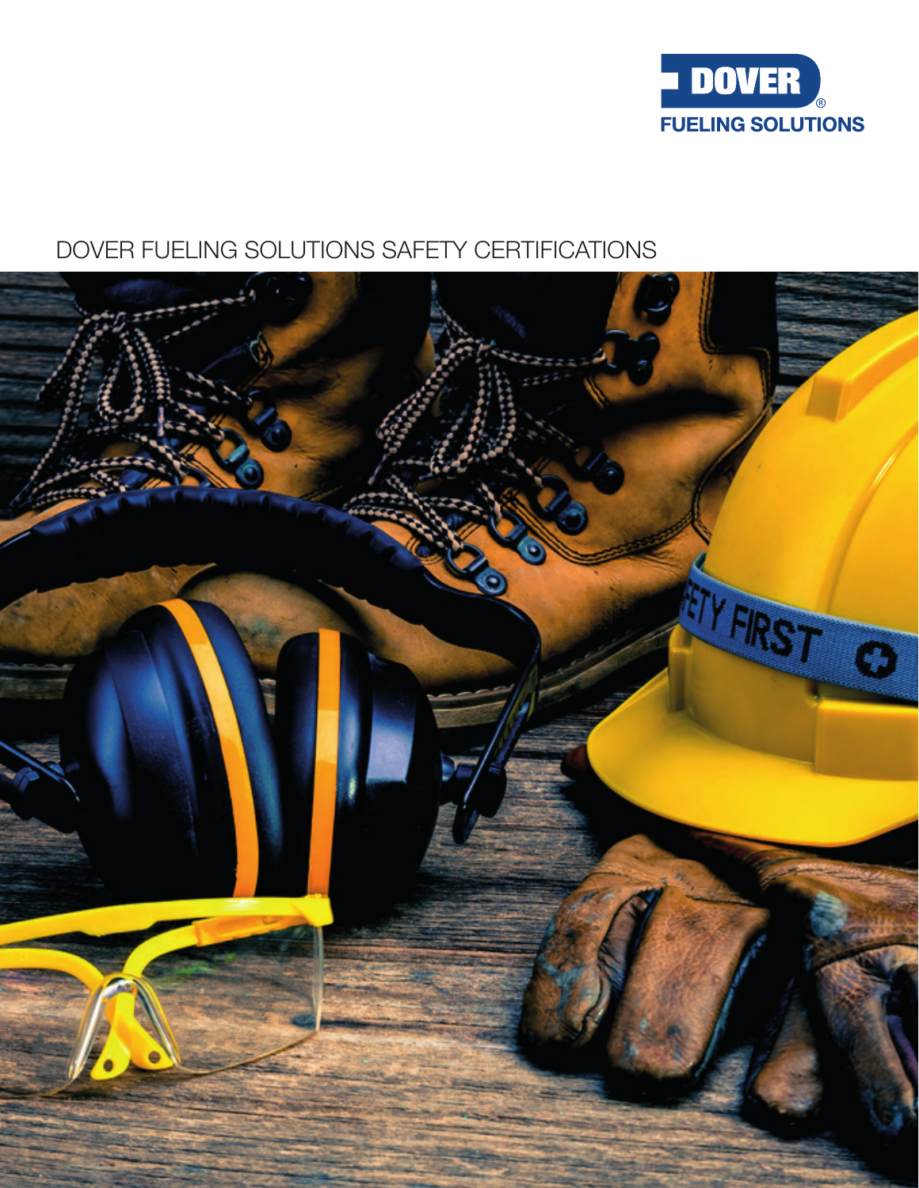DOVER® FUELING SOLUTIONS

# DOVER FUELING SOLUTIONS SAFETY CERTIFICATIONS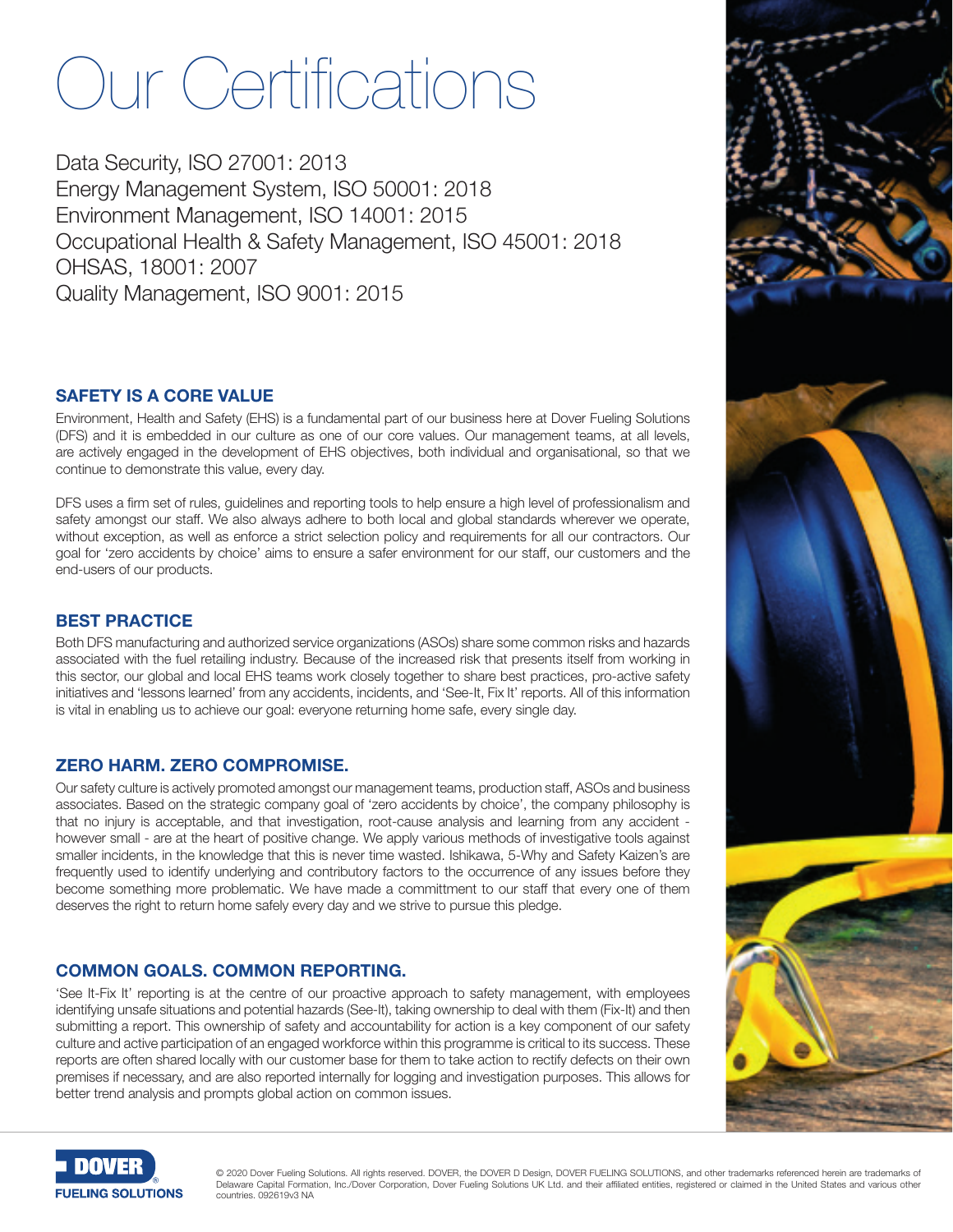# Our Certifications

Data Security, ISO 27001: 2013
Energy Management System, ISO 50001: 2018
Environment Management, ISO 14001: 2015
Occupational Health & Safety Management, ISO 45001: 2018
OHSAS, 18001: 2007
Quality Management, ISO 9001: 2015

## SAFETY IS A CORE VALUE

Environment, Health and Safety (EHS) is a fundamental part of our business here at Dover Fueling Solutions (DFS) and it is embedded in our culture as one of our core values. Our management teams, at all levels, are actively engaged in the development of EHS objectives, both individual and organisational, so that we continue to demonstrate this value, every day.

DFS uses a firm set of rules, guidelines and reporting tools to help ensure a high level of professionalism and safety amongst our staff. We also always adhere to both local and global standards wherever we operate, without exception, as well as enforce a strict selection policy and requirements for all our contractors. Our goal for 'zero accidents by choice' aims to ensure a safer environment for our staff, our customers and the end-users of our products.

## BEST PRACTICE

Both DFS manufacturing and authorized service organizations (ASOs) share some common risks and hazards associated with the fuel retailing industry. Because of the increased risk that presents itself from working in this sector, our global and local EHS teams work closely together to share best practices, pro-active safety initiatives and 'lessons learned' from any accidents, incidents, and 'See-It, Fix It' reports. All of this information is vital in enabling us to achieve our goal: everyone returning home safe, every single day.

## ZERO HARM. ZERO COMPROMISE.

Our safety culture is actively promoted amongst our management teams, production staff, ASOs and business associates. Based on the strategic company goal of 'zero accidents by choice', the company philosophy is that no injury is acceptable, and that investigation, root-cause analysis and learning from any accident - however small - are at the heart of positive change. We apply various methods of investigative tools against smaller incidents, in the knowledge that this is never time wasted. Ishikawa, 5-Why and Safety Kaizen's are frequently used to identify underlying and contributory factors to the occurrence of any issues before they become something more problematic. We have made a committment to our staff that every one of them deserves the right to return home safely every day and we strive to pursue this pledge.

## COMMON GOALS. COMMON REPORTING.

'See It-Fix It' reporting is at the centre of our proactive approach to safety management, with employees identifying unsafe situations and potential hazards (See-It), taking ownership to deal with them (Fix-It) and then submitting a report. This ownership of safety and accountability for action is a key component of our safety culture and active participation of an engaged workforce within this programme is critical to its success. These reports are often shared locally with our customer base for them to take action to rectify defects on their own premises if necessary, and are also reported internally for logging and investigation purposes. This allows for better trend analysis and prompts global action on common issues.

DOVER FUELING SOLUTIONS

© 2020 Dover Fueling Solutions. All rights reserved. DOVER, the DOVER D Design, DOVER FUELING SOLUTIONS, and other trademarks referenced herein are trademarks of Delaware Capital Formation, Inc./Dover Corporation, Dover Fueling Solutions UK Ltd. and their affiliated entities, registered or claimed in the United States and various other countries. 092619v3 NA